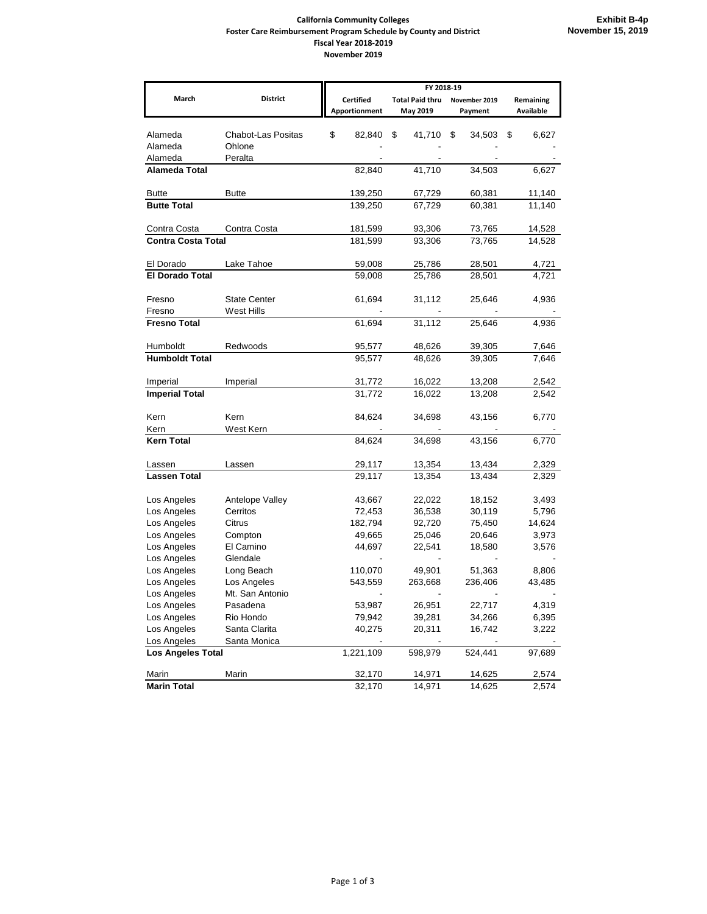**Exhibit B-4p**
**November 15, 2019**

# California Community Colleges
## Foster Care Reimbursement Program Schedule by County and District
### Fiscal Year 2018-2019
### November 2019

| March | District | FY 2018-19 | | | |
|---|---|---|---|---|---|
| | | Certified Apportionment | Total Paid thru May 2019 | November 2019 Payment | Remaining Available |
| Alameda | Chabot-Las Positas | $ 82,840 | $ 41,710 | $ 34,503 | $ 6,627 |
| Alameda | Ohlone | - | - | - | - |
| Alameda | Peralta | - | - | - | - |
| **Alameda Total** | | 82,840 | 41,710 | 34,503 | 6,627 |
| Butte | Butte | 139,250 | 67,729 | 60,381 | 11,140 |
| **Butte Total** | | 139,250 | 67,729 | 60,381 | 11,140 |
| Contra Costa | Contra Costa | 181,599 | 93,306 | 73,765 | 14,528 |
| **Contra Costa Total** | | 181,599 | 93,306 | 73,765 | 14,528 |
| El Dorado | Lake Tahoe | 59,008 | 25,786 | 28,501 | 4,721 |
| **El Dorado Total** | | 59,008 | 25,786 | 28,501 | 4,721 |
| Fresno | State Center | 61,694 | 31,112 | 25,646 | 4,936 |
| Fresno | West Hills | - | - | - | - |
| **Fresno Total** | | 61,694 | 31,112 | 25,646 | 4,936 |
| Humboldt | Redwoods | 95,577 | 48,626 | 39,305 | 7,646 |
| **Humboldt Total** | | 95,577 | 48,626 | 39,305 | 7,646 |
| Imperial | Imperial | 31,772 | 16,022 | 13,208 | 2,542 |
| **Imperial Total** | | 31,772 | 16,022 | 13,208 | 2,542 |
| Kern | Kern | 84,624 | 34,698 | 43,156 | 6,770 |
| Kern | West Kern | - | - | - | - |
| **Kern Total** | | 84,624 | 34,698 | 43,156 | 6,770 |
| Lassen | Lassen | 29,117 | 13,354 | 13,434 | 2,329 |
| **Lassen Total** | | 29,117 | 13,354 | 13,434 | 2,329 |
| Los Angeles | Antelope Valley | 43,667 | 22,022 | 18,152 | 3,493 |
| Los Angeles | Cerritos | 72,453 | 36,538 | 30,119 | 5,796 |
| Los Angeles | Citrus | 182,794 | 92,720 | 75,450 | 14,624 |
| Los Angeles | Compton | 49,665 | 25,046 | 20,646 | 3,973 |
| Los Angeles | El Camino | 44,697 | 22,541 | 18,580 | 3,576 |
| Los Angeles | Glendale | - | - | - | - |
| Los Angeles | Long Beach | 110,070 | 49,901 | 51,363 | 8,806 |
| Los Angeles | Los Angeles | 543,559 | 263,668 | 236,406 | 43,485 |
| Los Angeles | Mt. San Antonio | - | - | - | - |
| Los Angeles | Pasadena | 53,987 | 26,951 | 22,717 | 4,319 |
| Los Angeles | Rio Hondo | 79,942 | 39,281 | 34,266 | 6,395 |
| Los Angeles | Santa Clarita | 40,275 | 20,311 | 16,742 | 3,222 |
| Los Angeles | Santa Monica | - | - | - | - |
| **Los Angeles Total** | | 1,221,109 | 598,979 | 524,441 | 97,689 |
| Marin | Marin | 32,170 | 14,971 | 14,625 | 2,574 |
| **Marin Total** | | 32,170 | 14,971 | 14,625 | 2,574 |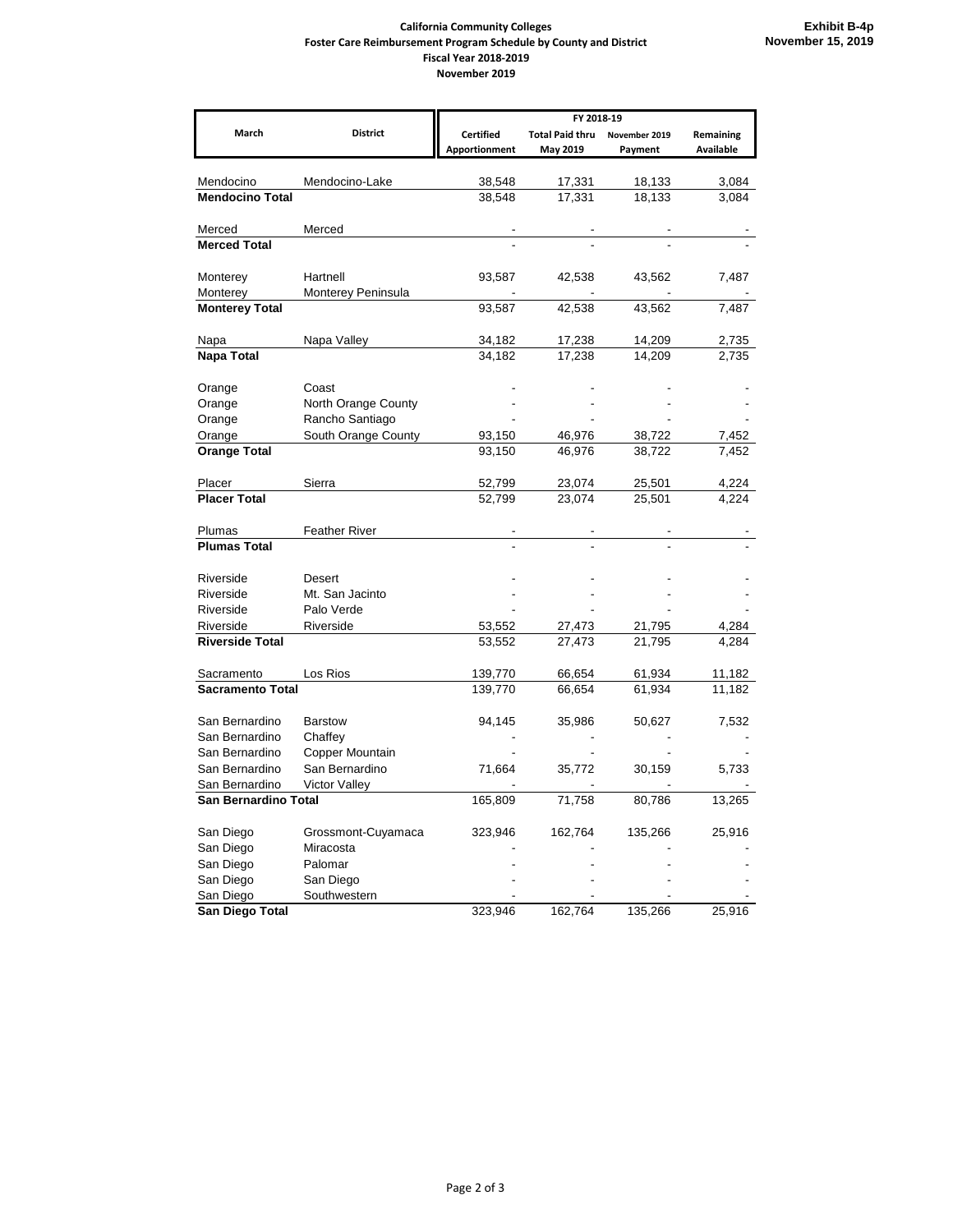**California Community Colleges**
**Foster Care Reimbursement Program Schedule by County and District**
**Fiscal Year 2018-2019**
**November 2019**

**Exhibit B-4p**
**November 15, 2019**

| March | District | FY 2018-19 Certified Apportionment | Total Paid thru May 2019 | November 2019 Payment | Remaining Available |
|---|---|---|---|---|---|
| Mendocino | Mendocino-Lake | 38,548 | 17,331 | 18,133 | 3,084 |
| **Mendocino Total** | | 38,548 | 17,331 | 18,133 | 3,084 |
| Merced | Merced | - | - | - | - |
| **Merced Total** | | - | - | - | - |
| Monterey | Hartnell | 93,587 | 42,538 | 43,562 | 7,487 |
| Monterey | Monterey Peninsula | - | - | - | - |
| **Monterey Total** | | 93,587 | 42,538 | 43,562 | 7,487 |
| Napa | Napa Valley | 34,182 | 17,238 | 14,209 | 2,735 |
| **Napa Total** | | 34,182 | 17,238 | 14,209 | 2,735 |
| Orange | Coast | - | - | - | - |
| Orange | North Orange County | - | - | - | - |
| Orange | Rancho Santiago | - | - | - | - |
| Orange | South Orange County | 93,150 | 46,976 | 38,722 | 7,452 |
| **Orange Total** | | 93,150 | 46,976 | 38,722 | 7,452 |
| Placer | Sierra | 52,799 | 23,074 | 25,501 | 4,224 |
| **Placer Total** | | 52,799 | 23,074 | 25,501 | 4,224 |
| Plumas | Feather River | - | - | - | - |
| **Plumas Total** | | - | - | - | - |
| Riverside | Desert | - | - | - | - |
| Riverside | Mt. San Jacinto | - | - | - | - |
| Riverside | Palo Verde | - | - | - | - |
| Riverside | Riverside | 53,552 | 27,473 | 21,795 | 4,284 |
| **Riverside Total** | | 53,552 | 27,473 | 21,795 | 4,284 |
| Sacramento | Los Rios | 139,770 | 66,654 | 61,934 | 11,182 |
| **Sacramento Total** | | 139,770 | 66,654 | 61,934 | 11,182 |
| San Bernardino | Barstow | 94,145 | 35,986 | 50,627 | 7,532 |
| San Bernardino | Chaffey | - | - | - | - |
| San Bernardino | Copper Mountain | - | - | - | - |
| San Bernardino | San Bernardino | 71,664 | 35,772 | 30,159 | 5,733 |
| San Bernardino | Victor Valley | - | - | - | - |
| **San Bernardino Total** | | 165,809 | 71,758 | 80,786 | 13,265 |
| San Diego | Grossmont-Cuyamaca | 323,946 | 162,764 | 135,266 | 25,916 |
| San Diego | Miracosta | - | - | - | - |
| San Diego | Palomar | - | - | - | - |
| San Diego | San Diego | - | - | - | - |
| San Diego | Southwestern | - | - | - | - |
| **San Diego Total** | | 323,946 | 162,764 | 135,266 | 25,916 |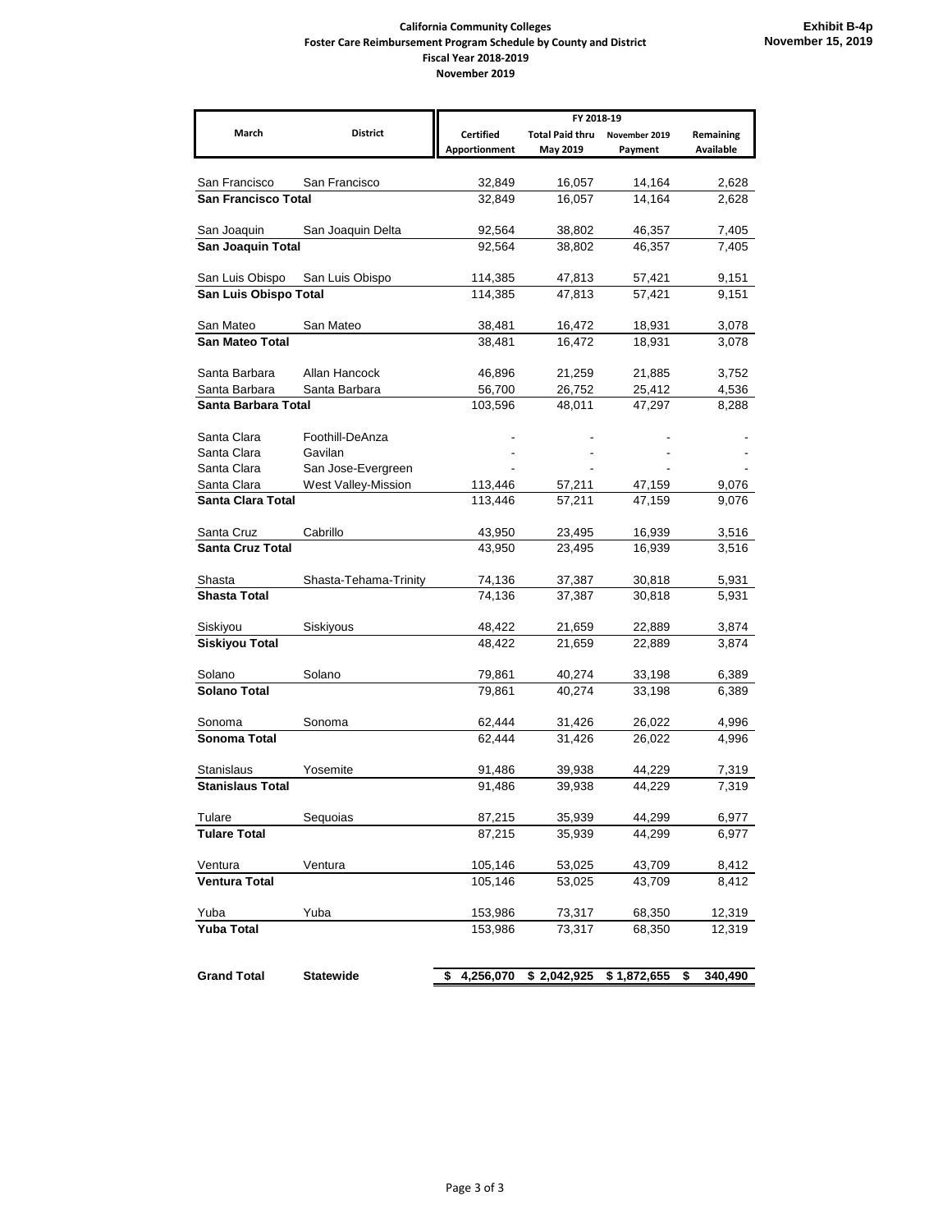**California Community Colleges**
**Foster Care Reimbursement Program Schedule by County and District**
**Fiscal Year 2018-2019**
**November 2019**

**Exhibit B-4p**
**November 15, 2019**

| March | District | FY 2018-19 Certified Apportionment | Total Paid thru May 2019 | November 2019 Payment | Remaining Available |
|---|---|---|---|---|---|
| San Francisco | San Francisco | 32,849 | 16,057 | 14,164 | 2,628 |
| **San Francisco Total** | | 32,849 | 16,057 | 14,164 | 2,628 |
| San Joaquin | San Joaquin Delta | 92,564 | 38,802 | 46,357 | 7,405 |
| **San Joaquin Total** | | 92,564 | 38,802 | 46,357 | 7,405 |
| San Luis Obispo | San Luis Obispo | 114,385 | 47,813 | 57,421 | 9,151 |
| **San Luis Obispo Total** | | 114,385 | 47,813 | 57,421 | 9,151 |
| San Mateo | San Mateo | 38,481 | 16,472 | 18,931 | 3,078 |
| **San Mateo Total** | | 38,481 | 16,472 | 18,931 | 3,078 |
| Santa Barbara | Allan Hancock | 46,896 | 21,259 | 21,885 | 3,752 |
| Santa Barbara | Santa Barbara | 56,700 | 26,752 | 25,412 | 4,536 |
| **Santa Barbara Total** | | 103,596 | 48,011 | 47,297 | 8,288 |
| Santa Clara | Foothill-DeAnza | - | - | - | - |
| Santa Clara | Gavilan | - | - | - | - |
| Santa Clara | San Jose-Evergreen | - | - | - | - |
| Santa Clara | West Valley-Mission | 113,446 | 57,211 | 47,159 | 9,076 |
| **Santa Clara Total** | | 113,446 | 57,211 | 47,159 | 9,076 |
| Santa Cruz | Cabrillo | 43,950 | 23,495 | 16,939 | 3,516 |
| **Santa Cruz Total** | | 43,950 | 23,495 | 16,939 | 3,516 |
| Shasta | Shasta-Tehama-Trinity | 74,136 | 37,387 | 30,818 | 5,931 |
| **Shasta Total** | | 74,136 | 37,387 | 30,818 | 5,931 |
| Siskiyou | Siskiyous | 48,422 | 21,659 | 22,889 | 3,874 |
| **Siskiyou Total** | | 48,422 | 21,659 | 22,889 | 3,874 |
| Solano | Solano | 79,861 | 40,274 | 33,198 | 6,389 |
| **Solano Total** | | 79,861 | 40,274 | 33,198 | 6,389 |
| Sonoma | Sonoma | 62,444 | 31,426 | 26,022 | 4,996 |
| **Sonoma Total** | | 62,444 | 31,426 | 26,022 | 4,996 |
| Stanislaus | Yosemite | 91,486 | 39,938 | 44,229 | 7,319 |
| **Stanislaus Total** | | 91,486 | 39,938 | 44,229 | 7,319 |
| Tulare | Sequoias | 87,215 | 35,939 | 44,299 | 6,977 |
| **Tulare Total** | | 87,215 | 35,939 | 44,299 | 6,977 |
| Ventura | Ventura | 105,146 | 53,025 | 43,709 | 8,412 |
| **Ventura Total** | | 105,146 | 53,025 | 43,709 | 8,412 |
| Yuba | Yuba | 153,986 | 73,317 | 68,350 | 12,319 |
| **Yuba Total** | | 153,986 | 73,317 | 68,350 | 12,319 |
| **Grand Total** | **Statewide** | **$ 4,256,070** | **$ 2,042,925** | **$ 1,872,655** | **$ 340,490** |